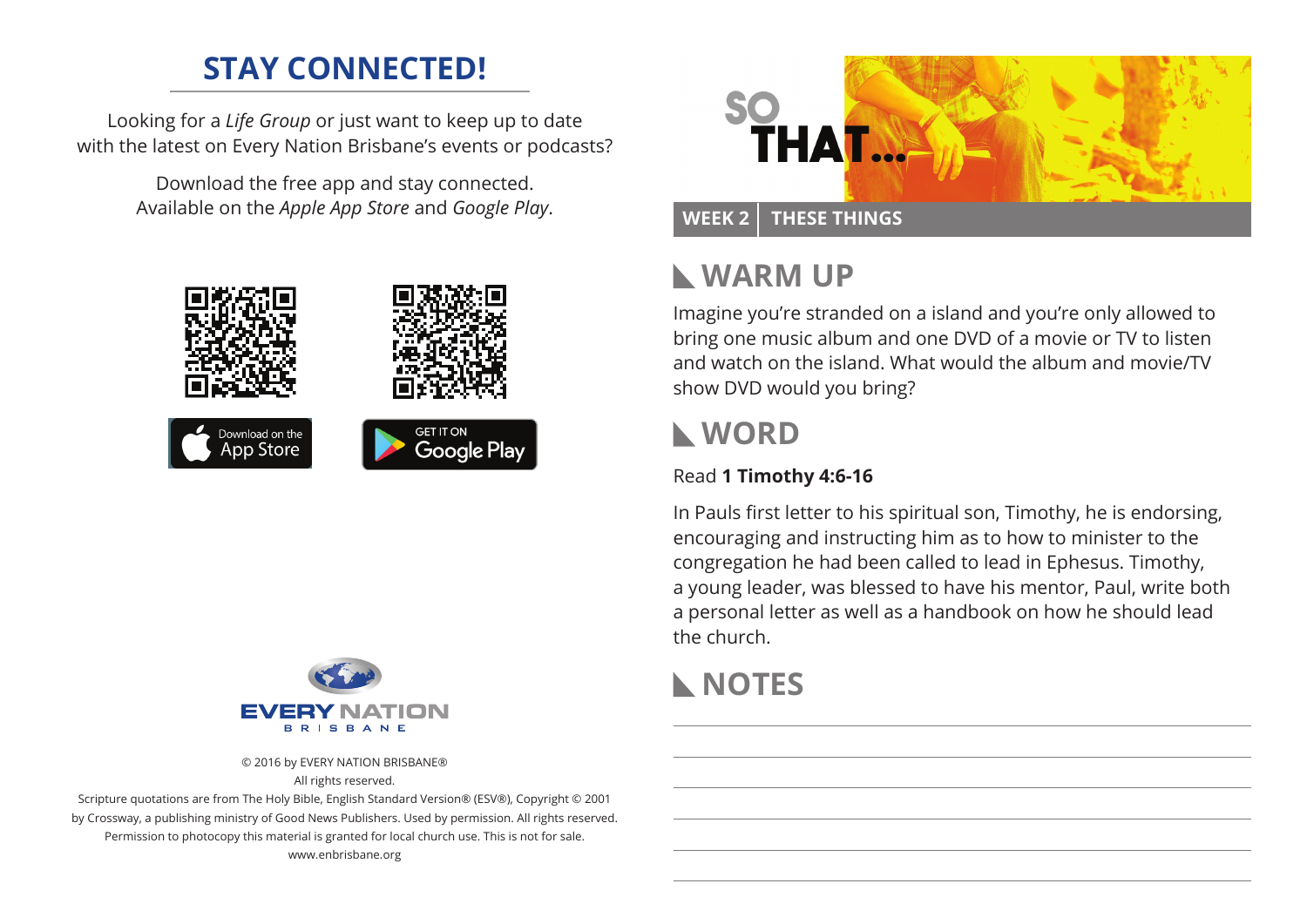## STAY CONNECTED!

Looking for a *Life Group* or just want to keep up to date with the latest on Every Nation Brisbane's events or podcasts?

Download the free app and stay connected. Available on the *Apple App Store* and *Google Play*.

Download on the App Store

GET IT ON Google Play

EVERY NATION BRISBANE

© 2016 by EVERY NATION BRISBANE®
All rights reserved.
Scripture quotations are from The Holy Bible, English Standard Version® (ESV®), Copyright © 2001 by Crossway, a publishing ministry of Good News Publishers. Used by permission. All rights reserved.
Permission to photocopy this material is granted for local church use. This is not for sale.
www.enbrisbane.org

# SO THAT...

**WEEK 2 | THESE THINGS**

## WARM UP

Imagine you're stranded on a island and you're only allowed to bring one music album and one DVD of a movie or TV to listen and watch on the island. What would the album and movie/TV show DVD would you bring?

## WORD

Read **1 Timothy 4:6-16**

In Pauls first letter to his spiritual son, Timothy, he is endorsing, encouraging and instructing him as to how to minister to the congregation he had been called to lead in Ephesus. Timothy, a young leader, was blessed to have his mentor, Paul, write both a personal letter as well as a handbook on how he should lead the church.

## NOTES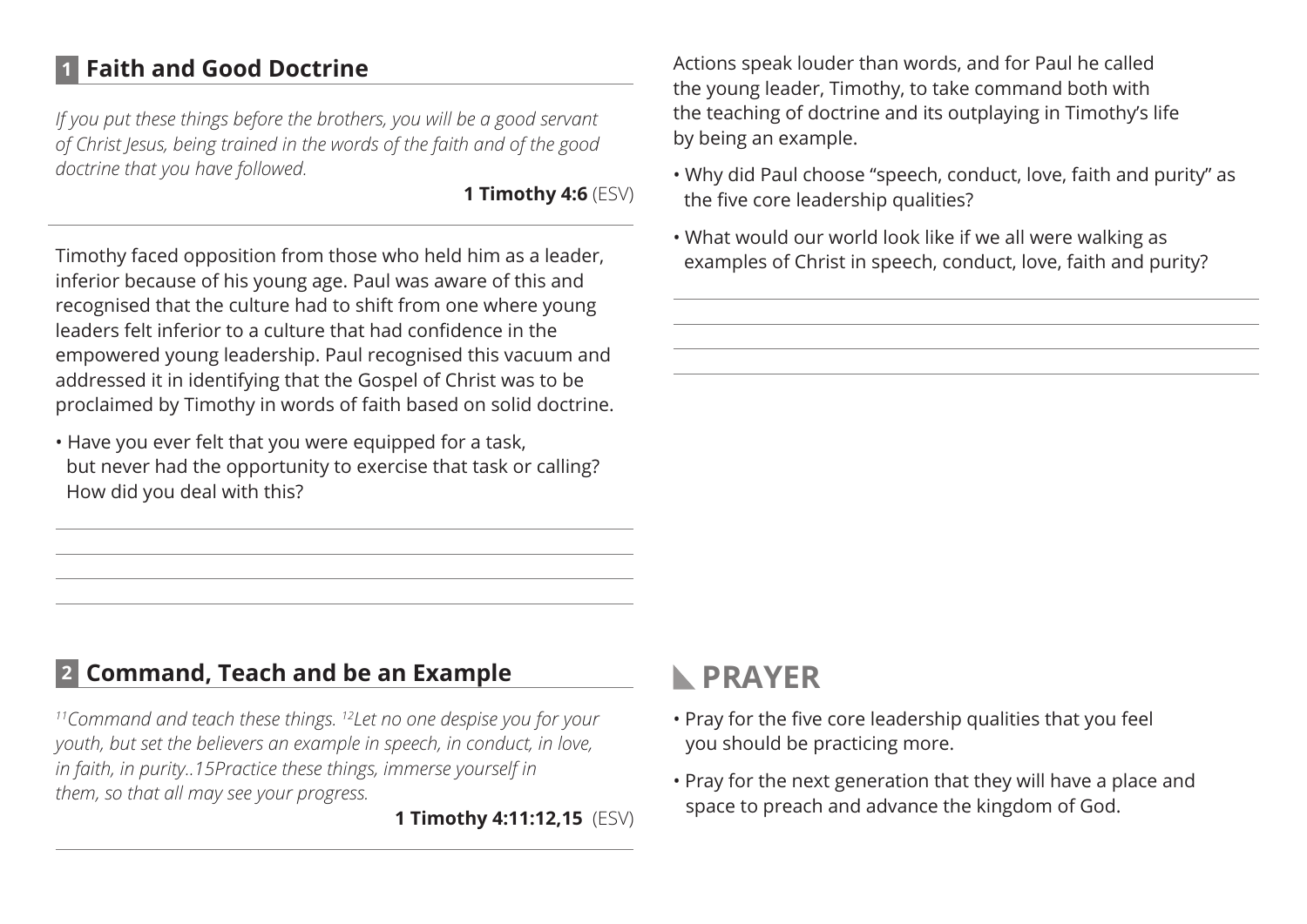## 1 Faith and Good Doctrine

*If you put these things before the brothers, you will be a good servant of Christ Jesus, being trained in the words of the faith and of the good doctrine that you have followed.*

**1 Timothy 4:6** (ESV)

Timothy faced opposition from those who held him as a leader, inferior because of his young age. Paul was aware of this and recognised that the culture had to shift from one where young leaders felt inferior to a culture that had confidence in the empowered young leadership. Paul recognised this vacuum and addressed it in identifying that the Gospel of Christ was to be proclaimed by Timothy in words of faith based on solid doctrine.

- Have you ever felt that you were equipped for a task, but never had the opportunity to exercise that task or calling? How did you deal with this?

## 2 Command, Teach and be an Example

*11Command and teach these things. 12Let no one despise you for your youth, but set the believers an example in speech, in conduct, in love, in faith, in purity..15Practice these things, immerse yourself in them, so that all may see your progress.*

**1 Timothy 4:11:12,15** (ESV)

Actions speak louder than words, and for Paul he called the young leader, Timothy, to take command both with the teaching of doctrine and its outplaying in Timothy's life by being an example.

- Why did Paul choose "speech, conduct, love, faith and purity" as the five core leadership qualities?
- What would our world look like if we all were walking as examples of Christ in speech, conduct, love, faith and purity?

## PRAYER

- Pray for the five core leadership qualities that you feel you should be practicing more.
- Pray for the next generation that they will have a place and space to preach and advance the kingdom of God.